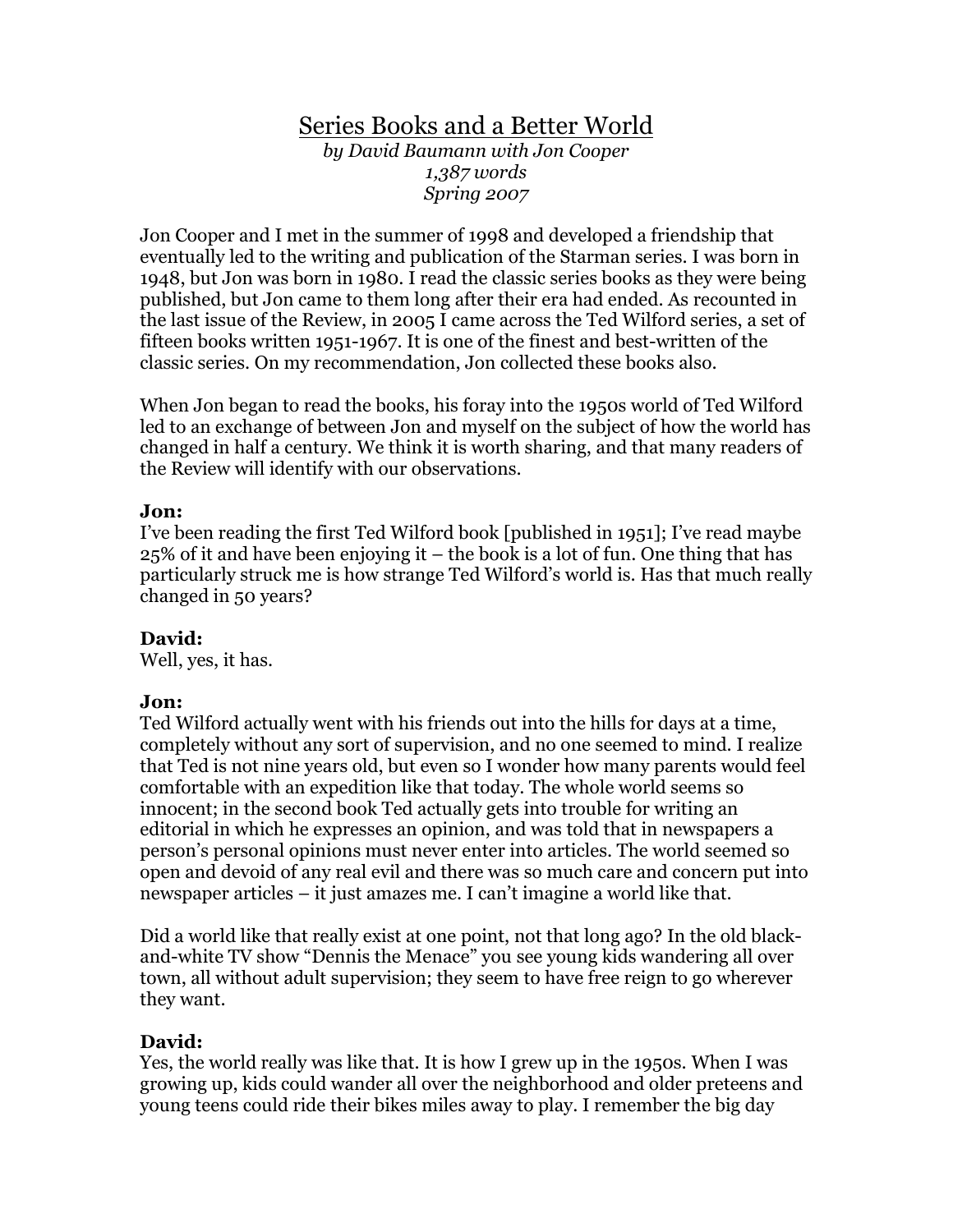# Series Books and a Better World

*by David Baumann with Jon Cooper*
*1,387 words*
*Spring 2007*

Jon Cooper and I met in the summer of 1998 and developed a friendship that eventually led to the writing and publication of the Starman series. I was born in 1948, but Jon was born in 1980. I read the classic series books as they were being published, but Jon came to them long after their era had ended. As recounted in the last issue of the Review, in 2005 I came across the Ted Wilford series, a set of fifteen books written 1951-1967. It is one of the finest and best-written of the classic series. On my recommendation, Jon collected these books also.

When Jon began to read the books, his foray into the 1950s world of Ted Wilford led to an exchange of between Jon and myself on the subject of how the world has changed in half a century. We think it is worth sharing, and that many readers of the Review will identify with our observations.

**Jon:**
I've been reading the first Ted Wilford book [published in 1951]; I've read maybe 25% of it and have been enjoying it – the book is a lot of fun. One thing that has particularly struck me is how strange Ted Wilford's world is. Has that much really changed in 50 years?

**David:**
Well, yes, it has.

**Jon:**
Ted Wilford actually went with his friends out into the hills for days at a time, completely without any sort of supervision, and no one seemed to mind. I realize that Ted is not nine years old, but even so I wonder how many parents would feel comfortable with an expedition like that today. The whole world seems so innocent; in the second book Ted actually gets into trouble for writing an editorial in which he expresses an opinion, and was told that in newspapers a person's personal opinions must never enter into articles. The world seemed so open and devoid of any real evil and there was so much care and concern put into newspaper articles – it just amazes me. I can't imagine a world like that.

Did a world like that really exist at one point, not that long ago? In the old black-and-white TV show "Dennis the Menace" you see young kids wandering all over town, all without adult supervision; they seem to have free reign to go wherever they want.

**David:**
Yes, the world really was like that. It is how I grew up in the 1950s. When I was growing up, kids could wander all over the neighborhood and older preteens and young teens could ride their bikes miles away to play. I remember the big day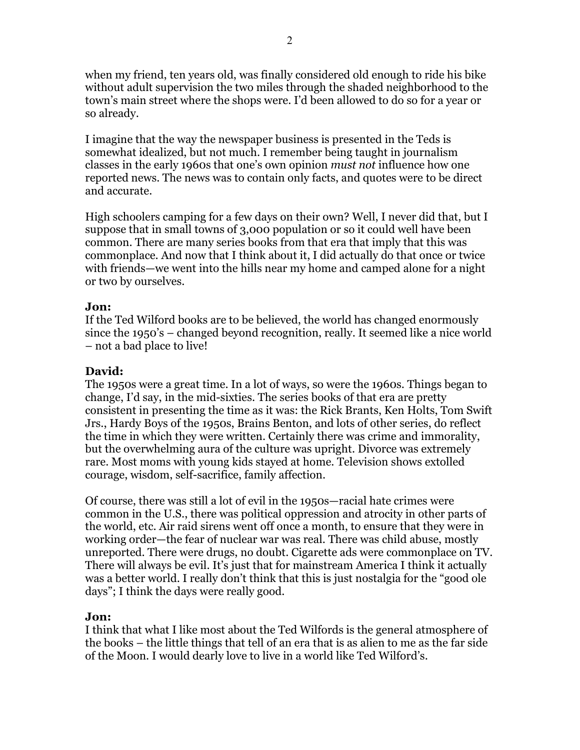when my friend, ten years old, was finally considered old enough to ride his bike without adult supervision the two miles through the shaded neighborhood to the town's main street where the shops were. I'd been allowed to do so for a year or so already.

I imagine that the way the newspaper business is presented in the Teds is somewhat idealized, but not much. I remember being taught in journalism classes in the early 1960s that one's own opinion *must not* influence how one reported news. The news was to contain only facts, and quotes were to be direct and accurate.

High schoolers camping for a few days on their own? Well, I never did that, but I suppose that in small towns of 3,000 population or so it could well have been common. There are many series books from that era that imply that this was commonplace. And now that I think about it, I did actually do that once or twice with friends—we went into the hills near my home and camped alone for a night or two by ourselves.

**Jon:**
If the Ted Wilford books are to be believed, the world has changed enormously since the 1950's – changed beyond recognition, really. It seemed like a nice world – not a bad place to live!

**David:**
The 1950s were a great time. In a lot of ways, so were the 1960s. Things began to change, I'd say, in the mid-sixties. The series books of that era are pretty consistent in presenting the time as it was: the Rick Brants, Ken Holts, Tom Swift Jrs., Hardy Boys of the 1950s, Brains Benton, and lots of other series, do reflect the time in which they were written. Certainly there was crime and immorality, but the overwhelming aura of the culture was upright. Divorce was extremely rare. Most moms with young kids stayed at home. Television shows extolled courage, wisdom, self-sacrifice, family affection.

Of course, there was still a lot of evil in the 1950s—racial hate crimes were common in the U.S., there was political oppression and atrocity in other parts of the world, etc. Air raid sirens went off once a month, to ensure that they were in working order—the fear of nuclear war was real. There was child abuse, mostly unreported. There were drugs, no doubt. Cigarette ads were commonplace on TV. There will always be evil. It's just that for mainstream America I think it actually was a better world. I really don't think that this is just nostalgia for the "good ole days"; I think the days were really good.

**Jon:**
I think that what I like most about the Ted Wilfords is the general atmosphere of the books – the little things that tell of an era that is as alien to me as the far side of the Moon. I would dearly love to live in a world like Ted Wilford's.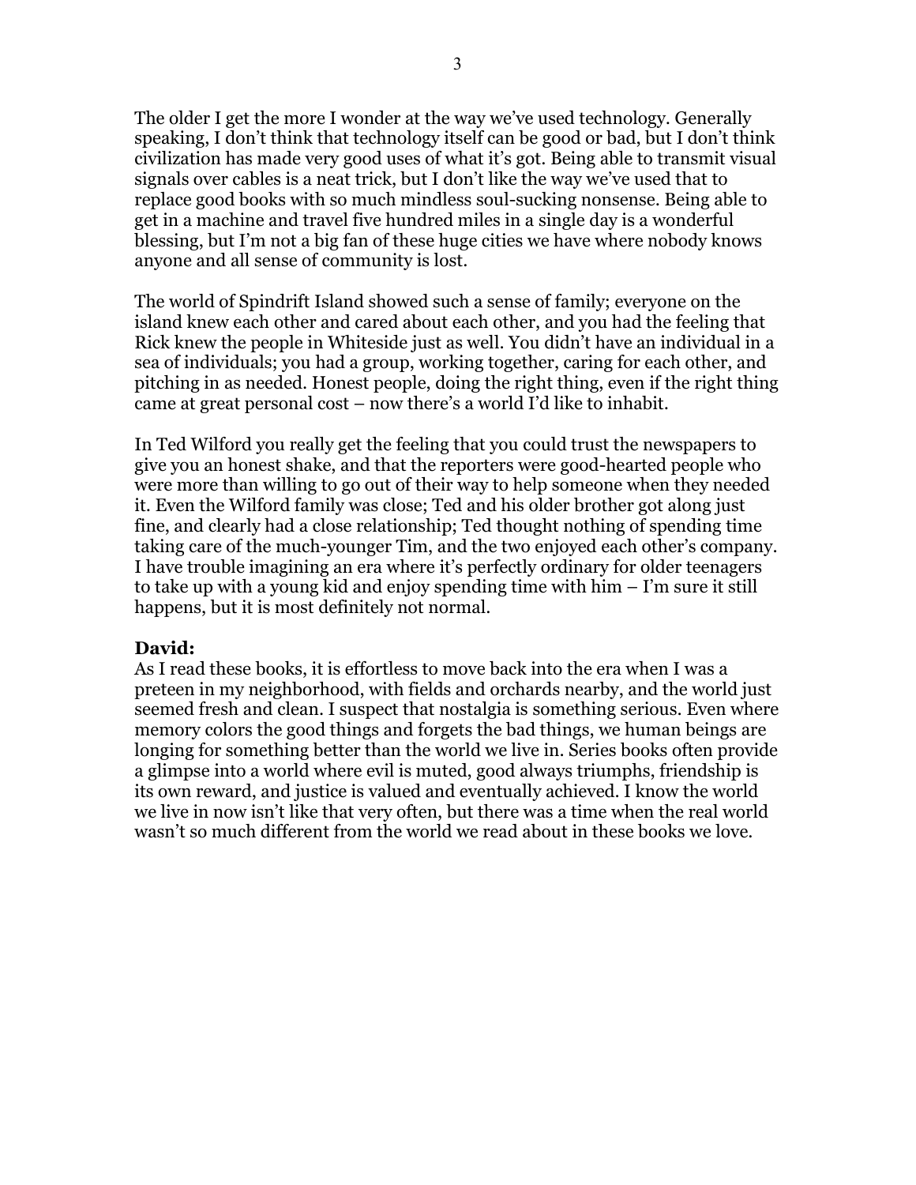The older I get the more I wonder at the way we've used technology. Generally speaking, I don't think that technology itself can be good or bad, but I don't think civilization has made very good uses of what it's got. Being able to transmit visual signals over cables is a neat trick, but I don't like the way we've used that to replace good books with so much mindless soul-sucking nonsense. Being able to get in a machine and travel five hundred miles in a single day is a wonderful blessing, but I'm not a big fan of these huge cities we have where nobody knows anyone and all sense of community is lost.

The world of Spindrift Island showed such a sense of family; everyone on the island knew each other and cared about each other, and you had the feeling that Rick knew the people in Whiteside just as well. You didn't have an individual in a sea of individuals; you had a group, working together, caring for each other, and pitching in as needed. Honest people, doing the right thing, even if the right thing came at great personal cost – now there's a world I'd like to inhabit.

In Ted Wilford you really get the feeling that you could trust the newspapers to give you an honest shake, and that the reporters were good-hearted people who were more than willing to go out of their way to help someone when they needed it. Even the Wilford family was close; Ted and his older brother got along just fine, and clearly had a close relationship; Ted thought nothing of spending time taking care of the much-younger Tim, and the two enjoyed each other's company. I have trouble imagining an era where it's perfectly ordinary for older teenagers to take up with a young kid and enjoy spending time with him – I'm sure it still happens, but it is most definitely not normal.

**David:**
As I read these books, it is effortless to move back into the era when I was a preteen in my neighborhood, with fields and orchards nearby, and the world just seemed fresh and clean. I suspect that nostalgia is something serious. Even where memory colors the good things and forgets the bad things, we human beings are longing for something better than the world we live in. Series books often provide a glimpse into a world where evil is muted, good always triumphs, friendship is its own reward, and justice is valued and eventually achieved. I know the world we live in now isn't like that very often, but there was a time when the real world wasn't so much different from the world we read about in these books we love.